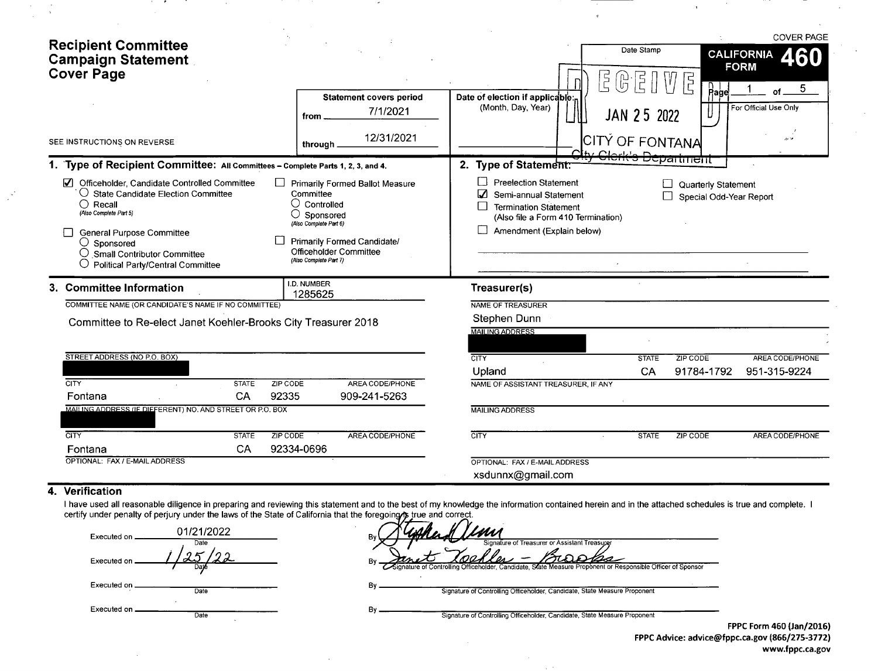# Recipient Committee Campaign Statement Cover Page

COVER PAGE

**CALIFORNIA FORM 460**

Page 1 of 5

For Official Use Only

SEE INSTRUCTIONS ON REVERSE

**Statement covers period**
from 7/1/2021
through 12/31/2021

**Date of election if applicable:**
(Month, Day, Year)

Date Stamp

RECEIVED
JAN 25 2022
CITY OF FONTANA
City Clerk's Department

## 1. Type of Recipient Committee: All Committees – Complete Parts 1, 2, 3, and 4.

- ☑ Officeholder, Candidate Controlled Committee
  - ○ State Candidate Election Committee
  - ○ Recall (Also Complete Part 5)
- ☐ General Purpose Committee
  - ○ Sponsored
  - ○ Small Contributor Committee
  - ○ Political Party/Central Committee
- ☐ Primarily Formed Ballot Measure Committee
  - ○ Controlled
  - ○ Sponsored (Also Complete Part 6)
- ☐ Primarily Formed Candidate/ Officeholder Committee (Also Complete Part 7)

## 2. Type of Statement:

- ☐ Preelection Statement
- ☑ Semi-annual Statement
- ☐ Termination Statement (Also file a Form 410 Termination)
- ☐ Amendment (Explain below)
- ☐ Quarterly Statement
- ☐ Special Odd-Year Report

## 3. Committee Information

I.D. NUMBER: 1285625

COMMITTEE NAME (OR CANDIDATE'S NAME IF NO COMMITTEE)
Committee to Re-elect Janet Koehler-Brooks City Treasurer 2018

STREET ADDRESS (NO P.O. BOX)
[REDACTED]

| CITY | STATE | ZIP CODE | AREA CODE/PHONE |
|---|---|---|---|
| Fontana | CA | 92335 | 909-241-5263 |

MAILING ADDRESS (IF DIFFERENT) NO. AND STREET OR P.O. BOX
[REDACTED]

| CITY | STATE | ZIP CODE | AREA CODE/PHONE |
|---|---|---|---|
| Fontana | CA | 92334-0696 | |

OPTIONAL: FAX / E-MAIL ADDRESS

### Treasurer(s)

NAME OF TREASURER
Stephen Dunn

MAILING ADDRESS
[REDACTED]

| CITY | STATE | ZIP CODE | AREA CODE/PHONE |
|---|---|---|---|
| Upland | CA | 91784-1792 | 951-315-9224 |

NAME OF ASSISTANT TREASURER, IF ANY

MAILING ADDRESS

| CITY | STATE | ZIP CODE | AREA CODE/PHONE |
|---|---|---|---|
| | | | |

OPTIONAL: FAX / E-MAIL ADDRESS
xsdunnx@gmail.com

## 4. Verification

I have used all reasonable diligence in preparing and reviewing this statement and to the best of my knowledge the information contained herein and in the attached schedules is true and complete. I certify under penalty of perjury under the laws of the State of California that the foregoing is true and correct.

Executed on 01/21/2022 (Date) By Stephen Dunn (Signature of Treasurer or Assistant Treasurer)

Executed on 1/25/22 (Date) By Janet Koehler-Brooks (Signature of Controlling Officeholder, Candidate, State Measure Proponent or Responsible Officer of Sponsor)

Executed on ________ (Date) By ________ (Signature of Controlling Officeholder, Candidate, State Measure Proponent)

Executed on ________ (Date) By ________ (Signature of Controlling Officeholder, Candidate, State Measure Proponent)

**FPPC Form 460 (Jan/2016)**
**FPPC Advice: advice@fppc.ca.gov (866/275-3772)**
**www.fppc.ca.gov**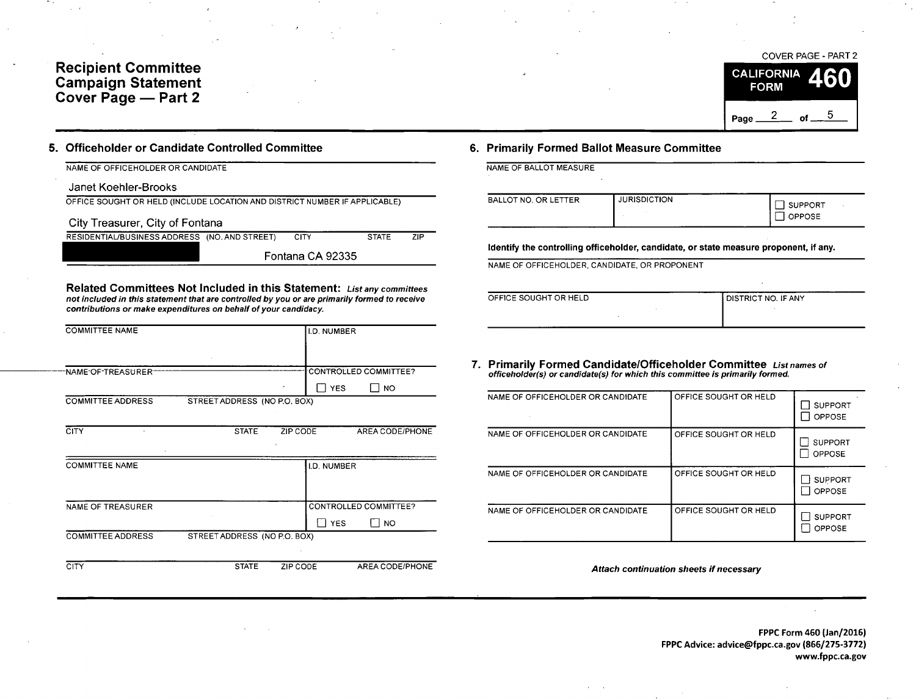# Recipient Committee Campaign Statement Cover Page — Part 2

COVER PAGE - PART 2

CALIFORNIA FORM **460**

## 5. Officeholder or Candidate Controlled Committee

NAME OF OFFICEHOLDER OR CANDIDATE

Janet Koehler-Brooks

OFFICE SOUGHT OR HELD (INCLUDE LOCATION AND DISTRICT NUMBER IF APPLICABLE)

City Treasurer, City of Fontana

| RESIDENTIAL/BUSINESS ADDRESS (NO. AND STREET) | CITY | STATE | ZIP |
|---|---|---|---|
| [REDACTED] | Fontana | CA | 92335 |

**Related Committees Not Included in this Statement:** *List any committees not included in this statement that are controlled by you or are primarily formed to receive contributions or make expenditures on behalf of your candidacy.*

| COMMITTEE NAME | | | I.D. NUMBER |
|---|---|---|---|
| NAME OF TREASURER | | | CONTROLLED COMMITTEE? ☐ YES ☐ NO |
| COMMITTEE ADDRESS | STREET ADDRESS (NO P.O. BOX) | | |
| CITY | STATE | ZIP CODE | AREA CODE/PHONE |

| COMMITTEE NAME | | | I.D. NUMBER |
|---|---|---|---|
| NAME OF TREASURER | | | CONTROLLED COMMITTEE? ☐ YES ☐ NO |
| COMMITTEE ADDRESS | STREET ADDRESS (NO P.O. BOX) | | |
| CITY | STATE | ZIP CODE | AREA CODE/PHONE |

## 6. Primarily Formed Ballot Measure Committee

NAME OF BALLOT MEASURE

| BALLOT NO. OR LETTER | JURISDICTION | ☐ SUPPORT ☐ OPPOSE |
|---|---|---|

**Identify the controlling officeholder, candidate, or state measure proponent, if any.**

NAME OF OFFICEHOLDER, CANDIDATE, OR PROPONENT

| OFFICE SOUGHT OR HELD | DISTRICT NO. IF ANY |
|---|---|

## 7. Primarily Formed Candidate/Officeholder Committee

*List names of officeholder(s) or candidate(s) for which this committee is primarily formed.*

| NAME OF OFFICEHOLDER OR CANDIDATE | OFFICE SOUGHT OR HELD | |
|---|---|---|
| | | ☐ SUPPORT ☐ OPPOSE |
| NAME OF OFFICEHOLDER OR CANDIDATE | OFFICE SOUGHT OR HELD | ☐ SUPPORT ☐ OPPOSE |
| NAME OF OFFICEHOLDER OR CANDIDATE | OFFICE SOUGHT OR HELD | ☐ SUPPORT ☐ OPPOSE |
| NAME OF OFFICEHOLDER OR CANDIDATE | OFFICE SOUGHT OR HELD | ☐ SUPPORT ☐ OPPOSE |

***Attach continuation sheets if necessary***

**FPPC Form 460 (Jan/2016)**
**FPPC Advice: advice@fppc.ca.gov (866/275-3772)**
**www.fppc.ca.gov**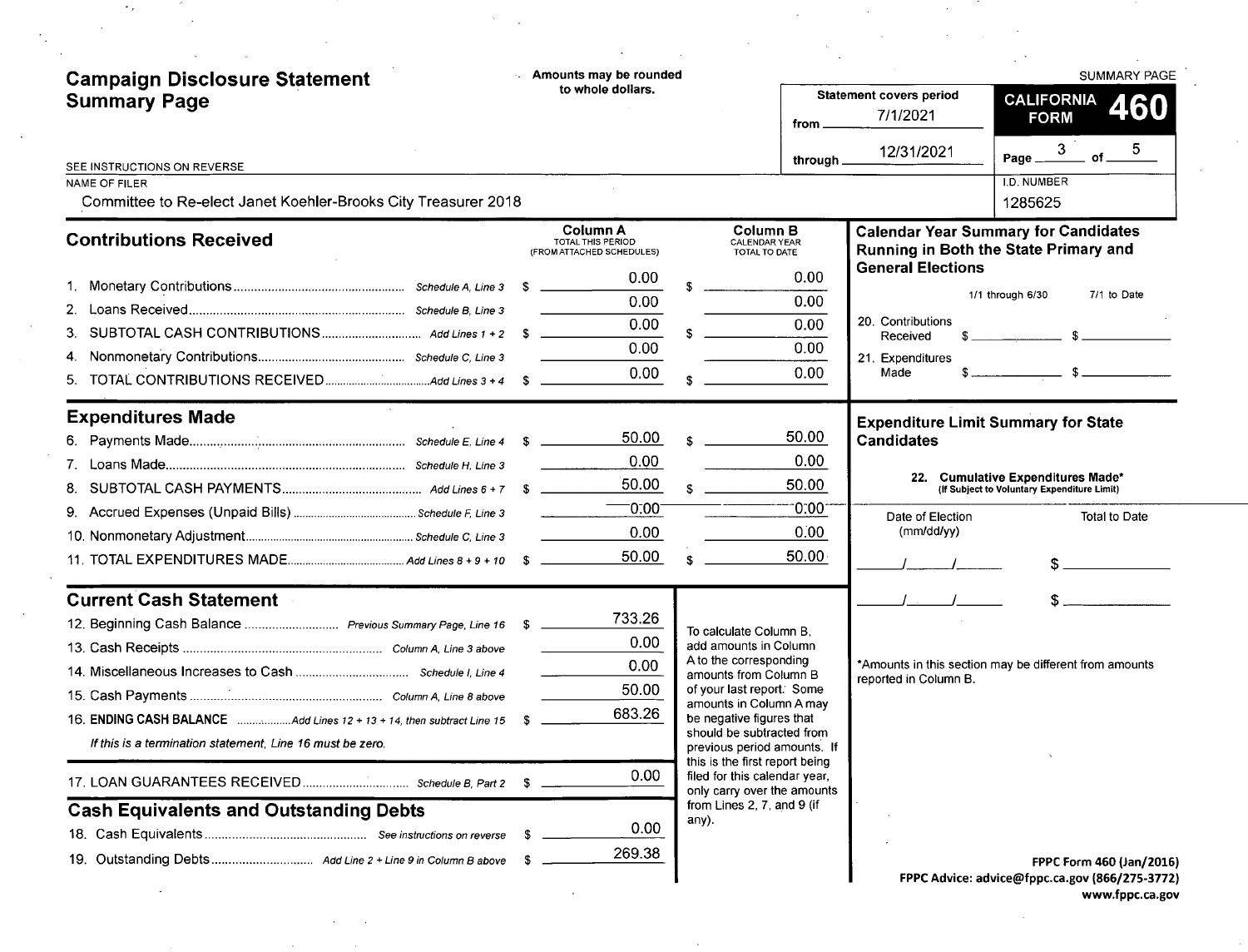# Campaign Disclosure Statement Summary Page

Amounts may be rounded to whole dollars.

SEE INSTRUCTIONS ON REVERSE

SUMMARY PAGE

**CALIFORNIA FORM 460**

Statement covers period from 7/1/2021 through 12/31/2021

Page 3 of 5

NAME OF FILER: Committee to Re-elect Janet Koehler-Brooks City Treasurer 2018

I.D. NUMBER: 1285625

## Contributions Received

| | | Column A TOTAL THIS PERIOD (FROM ATTACHED SCHEDULES) | Column B CALENDAR YEAR TOTAL TO DATE |
|---|---|---|---|
| 1. Monetary Contributions | *Schedule A, Line 3* | $ 0.00 | $ 0.00 |
| 2. Loans Received | *Schedule B, Line 3* | 0.00 | 0.00 |
| 3. SUBTOTAL CASH CONTRIBUTIONS | *Add Lines 1 + 2* | $ 0.00 | $ 0.00 |
| 4. Nonmonetary Contributions | *Schedule C, Line 3* | 0.00 | 0.00 |
| 5. TOTAL CONTRIBUTIONS RECEIVED | *Add Lines 3 + 4* | $ 0.00 | $ 0.00 |

## Expenditures Made

| | | Column A | Column B |
|---|---|---|---|
| 6. Payments Made | *Schedule E, Line 4* | $ 50.00 | $ 50.00 |
| 7. Loans Made | *Schedule H, Line 3* | 0.00 | 0.00 |
| 8. SUBTOTAL CASH PAYMENTS | *Add Lines 6 + 7* | $ 50.00 | $ 50.00 |
| 9. Accrued Expenses (Unpaid Bills) | *Schedule F, Line 3* | 0.00 | 0.00 |
| 10. Nonmonetary Adjustment | *Schedule C, Line 3* | 0.00 | 0.00 |
| 11. TOTAL EXPENDITURES MADE | *Add Lines 8 + 9 + 10* | $ 50.00 | $ 50.00 |

## Current Cash Statement

| | | |
|---|---|---|
| 12. Beginning Cash Balance | *Previous Summary Page, Line 16* | $ 733.26 |
| 13. Cash Receipts | *Column A, Line 3 above* | 0.00 |
| 14. Miscellaneous Increases to Cash | *Schedule I, Line 4* | 0.00 |
| 15. Cash Payments | *Column A, Line 8 above* | 50.00 |
| 16. **ENDING CASH BALANCE** | *Add Lines 12 + 13 + 14, then subtract Line 15* | $ 683.26 |

*If this is a termination statement, Line 16 must be zero.*

| | | |
|---|---|---|
| 17. LOAN GUARANTEES RECEIVED | *Schedule B, Part 2* | $ 0.00 |

## Cash Equivalents and Outstanding Debts

| | | |
|---|---|---|
| 18. Cash Equivalents | *See instructions on reverse* | $ 0.00 |
| 19. Outstanding Debts | *Add Line 2 + Line 9 in Column B above* | $ 269.38 |

To calculate Column B, add amounts in Column A to the corresponding amounts from Column B of your last report. Some amounts in Column A may be negative figures that should be subtracted from previous period amounts. If this is the first report being filed for this calendar year, only carry over the amounts from Lines 2, 7, and 9 (if any).

## Calendar Year Summary for Candidates Running in Both the State Primary and General Elections

| | 1/1 through 6/30 | 7/1 to Date |
|---|---|---|
| 20. Contributions Received | $ | $ |
| 21. Expenditures Made | $ | $ |

## Expenditure Limit Summary for State Candidates

**22. Cumulative Expenditures Made*** (If Subject to Voluntary Expenditure Limit)

| Date of Election (mm/dd/yy) | Total to Date |
|---|---|
| / / | $ |
| / / | $ |

*Amounts in this section may be different from amounts reported in Column B.

**FPPC Form 460 (Jan/2016)**
**FPPC Advice: advice@fppc.ca.gov (866/275-3772)**
**www.fppc.ca.gov**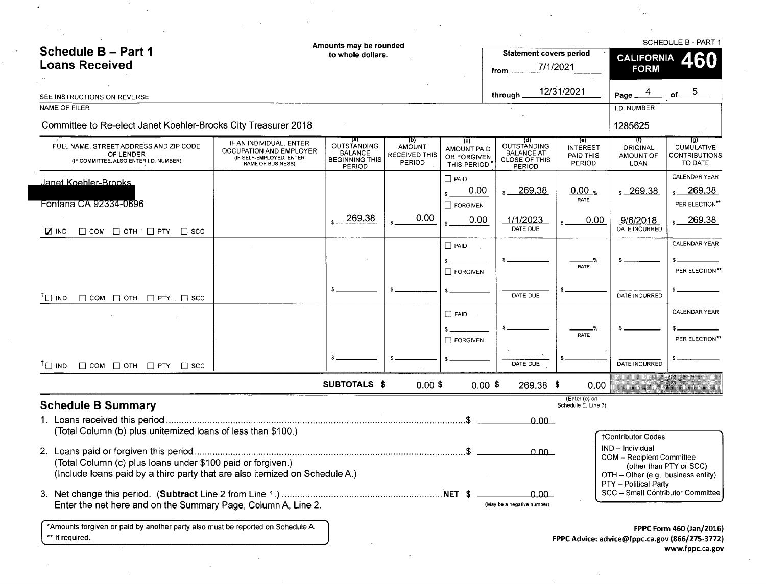# Schedule B – Part 1
## Loans Received

Amounts may be rounded to whole dollars.

SEE INSTRUCTIONS ON REVERSE

SCHEDULE B - PART 1

Statement covers period from 7/1/2021 through 12/31/2021

CALIFORNIA FORM **460**

NAME OF FILER: Committee to Re-elect Janet Koehler-Brooks City Treasurer 2018

I.D. NUMBER: 1285625

| FULL NAME, STREET ADDRESS AND ZIP CODE OF LENDER (IF COMMITTEE, ALSO ENTER I.D. NUMBER) | IF AN INDIVIDUAL, ENTER OCCUPATION AND EMPLOYER (IF SELF-EMPLOYED, ENTER NAME OF BUSINESS) | (a) OUTSTANDING BALANCE BEGINNING THIS PERIOD | (b) AMOUNT RECEIVED THIS PERIOD | (c) AMOUNT PAID OR FORGIVEN THIS PERIOD* | (d) OUTSTANDING BALANCE AT CLOSE OF THIS PERIOD | (e) INTEREST PAID THIS PERIOD | (f) ORIGINAL AMOUNT OF LOAN | (g) CUMULATIVE CONTRIBUTIONS TO DATE |
|---|---|---|---|---|---|---|---|---|
| Janet Koehler-Brooks<br>[REDACTED]<br>Fontana CA 92334-0696<br>☑ IND ☐ COM ☐ OTH ☐ PTY ☐ SCC | | $ 269.38 | $ 0.00 | ☐ PAID $ 0.00<br>☐ FORGIVEN $ 0.00 | $ 269.38<br>1/1/2023 DATE DUE | 0.00 % RATE<br>$ 0.00 | $ 269.38<br>9/6/2018 DATE INCURRED | CALENDAR YEAR $ 269.38<br>PER ELECTION** $ 269.38 |
| ☐ IND ☐ COM ☐ OTH ☐ PTY ☐ SCC | | $ | $ | ☐ PAID $<br>☐ FORGIVEN $ | $<br>DATE DUE | % RATE<br>$ | $<br>DATE INCURRED | CALENDAR YEAR $<br>PER ELECTION** $ |
| ☐ IND ☐ COM ☐ OTH ☐ PTY ☐ SCC | | $ | $ | ☐ PAID $<br>☐ FORGIVEN $ | $<br>DATE DUE | % RATE<br>$ | $<br>DATE INCURRED | CALENDAR YEAR $<br>PER ELECTION** $ |
| | SUBTOTALS | | $ 0.00 | $ 0.00 | $ 269.38 | $ 0.00 (Enter (e) on Schedule E, Line 3) | | |

## Schedule B Summary

1. Loans received this period ..................................... $ 0.00
   (Total Column (b) plus unitemized loans of less than $100.)

2. Loans paid or forgiven this period ..................................... $ 0.00
   (Total Column (c) plus loans under $100 paid or forgiven.)
   (Include loans paid by a third party that are also itemized on Schedule A.)

3. Net change this period. (**Subtract** Line 2 from Line 1.) ..................... NET $ 0.00 (May be a negative number)
   Enter the net here and on the Summary Page, Column A, Line 2.

†Contributor Codes
- IND – Individual
- COM – Recipient Committee (other than PTY or SCC)
- OTH – Other (e.g., business entity)
- PTY – Political Party
- SCC – Small Contributor Committee

*Amounts forgiven or paid by another party also must be reported on Schedule A.
** If required.

FPPC Form 460 (Jan/2016)
FPPC Advice: advice@fppc.ca.gov (866/275-3772)
www.fppc.ca.gov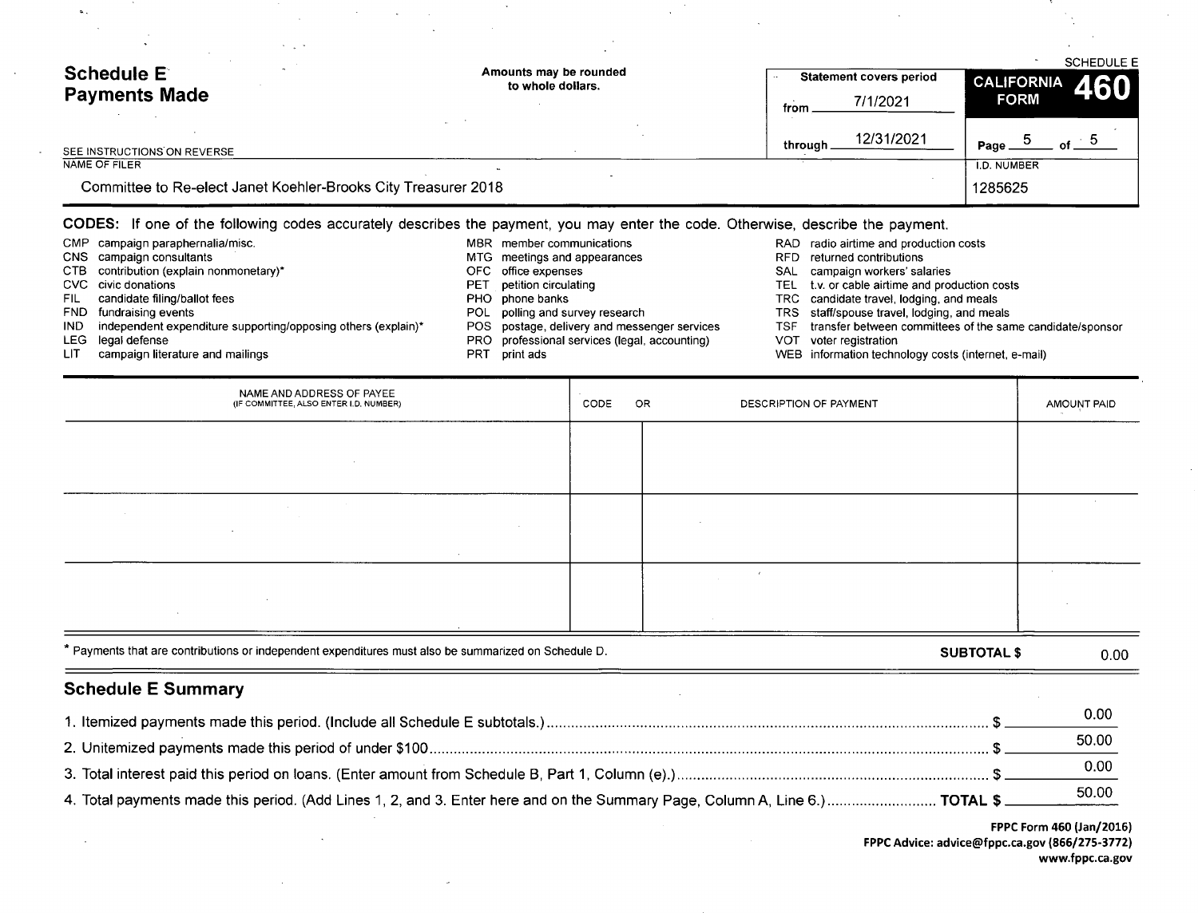# Schedule E
## Payments Made

Amounts may be rounded to whole dollars.

SEE INSTRUCTIONS ON REVERSE

Statement covers period from 7/1/2021 through 12/31/2021

SCHEDULE E
**CALIFORNIA FORM 460**

Page 5 of 5

NAME OF FILER: Committee to Re-elect Janet Koehler-Brooks City Treasurer 2018

I.D. NUMBER: 1285625

**CODES:** If one of the following codes accurately describes the payment, you may enter the code. Otherwise, describe the payment.

- CMP campaign paraphernalia/misc.
- CNS campaign consultants
- CTB contribution (explain nonmonetary)*
- CVC civic donations
- FIL candidate filing/ballot fees
- FND fundraising events
- IND independent expenditure supporting/opposing others (explain)*
- LEG legal defense
- LIT campaign literature and mailings
- MBR member communications
- MTG meetings and appearances
- OFC office expenses
- PET petition circulating
- PHO phone banks
- POL polling and survey research
- POS postage, delivery and messenger services
- PRO professional services (legal, accounting)
- PRT print ads
- RAD radio airtime and production costs
- RFD returned contributions
- SAL campaign workers' salaries
- TEL t.v. or cable airtime and production costs
- TRC candidate travel, lodging, and meals
- TRS staff/spouse travel, lodging, and meals
- TSF transfer between committees of the same candidate/sponsor
- VOT voter registration
- WEB information technology costs (internet, e-mail)

| NAME AND ADDRESS OF PAYEE (IF COMMITTEE, ALSO ENTER I.D. NUMBER) | CODE | OR DESCRIPTION OF PAYMENT | AMOUNT PAID |
|---|---|---|---|
| | | | |
| | | | |
| | | | |

\* Payments that are contributions or independent expenditures must also be summarized on Schedule D.

**SUBTOTAL $** 0.00

## Schedule E Summary

1. Itemized payments made this period. (Include all Schedule E subtotals.) $ 0.00
2. Unitemized payments made this period of under $100 $ 50.00
3. Total interest paid this period on loans. (Enter amount from Schedule B, Part 1, Column (e).) $ 0.00
4. Total payments made this period. (Add Lines 1, 2, and 3. Enter here and on the Summary Page, Column A, Line 6.) **TOTAL $** 50.00

FPPC Form 460 (Jan/2016)
FPPC Advice: advice@fppc.ca.gov (866/275-3772)
www.fppc.ca.gov